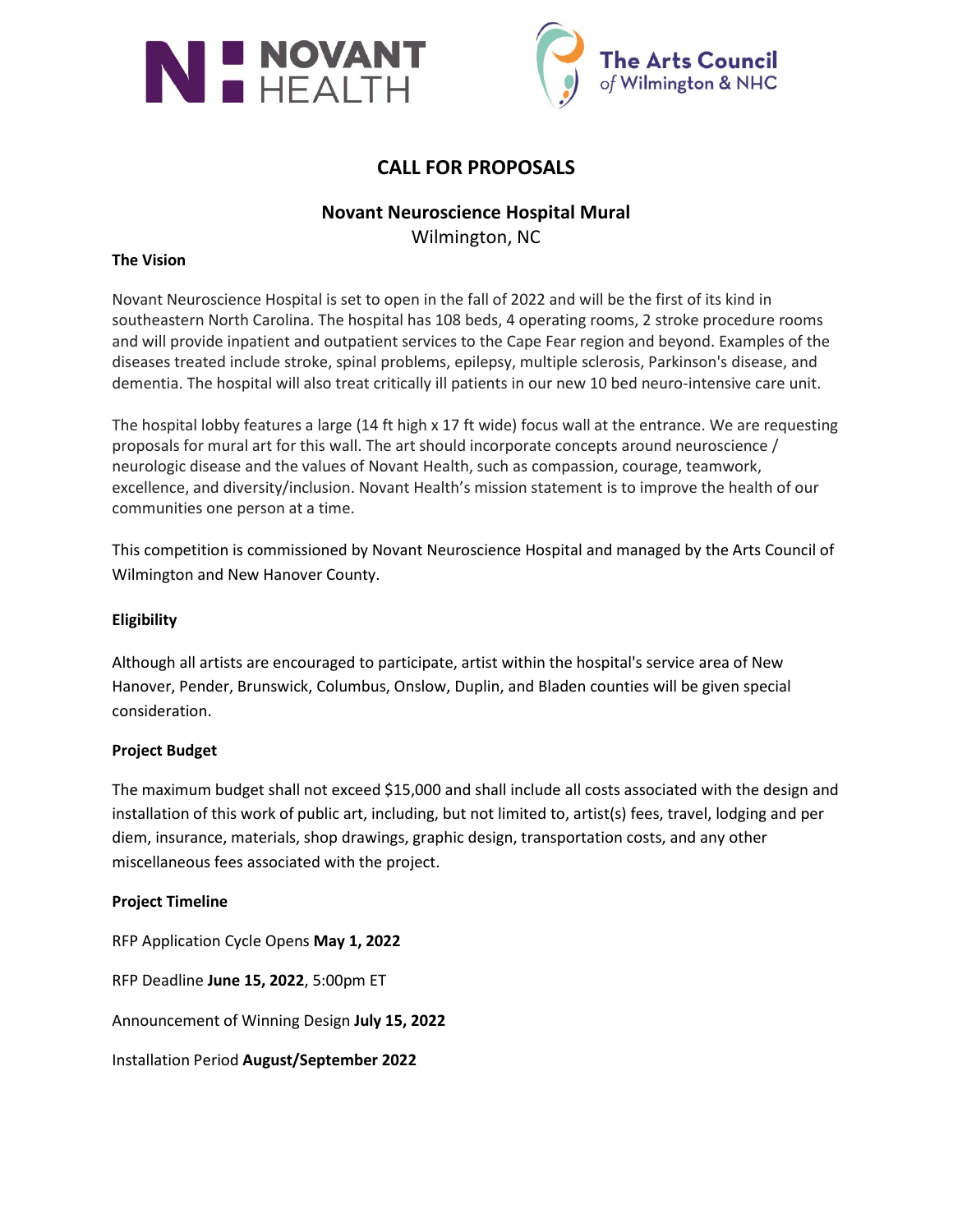# CALL FOR PROPOSALS

## Novant Neuroscience Hospital Mural

Wilmington, NC

### The Vision

Novant Neuroscience Hospital is set to open in the fall of 2022 and will be the first of its kind in southeastern North Carolina. The hospital has 108 beds, 4 operating rooms, 2 stroke procedure rooms and will provide inpatient and outpatient services to the Cape Fear region and beyond. Examples of the diseases treated include stroke, spinal problems, epilepsy, multiple sclerosis, Parkinson's disease, and dementia. The hospital will also treat critically ill patients in our new 10 bed neuro-intensive care unit.

The hospital lobby features a large (14 ft high x 17 ft wide) focus wall at the entrance. We are requesting proposals for mural art for this wall. The art should incorporate concepts around neuroscience / neurologic disease and the values of Novant Health, such as compassion, courage, teamwork, excellence, and diversity/inclusion. Novant Health's mission statement is to improve the health of our communities one person at a time.

This competition is commissioned by Novant Neuroscience Hospital and managed by the Arts Council of Wilmington and New Hanover County.

### Eligibility

Although all artists are encouraged to participate, artist within the hospital's service area of New Hanover, Pender, Brunswick, Columbus, Onslow, Duplin, and Bladen counties will be given special consideration.

### Project Budget

The maximum budget shall not exceed $15,000 and shall include all costs associated with the design and installation of this work of public art, including, but not limited to, artist(s) fees, travel, lodging and per diem, insurance, materials, shop drawings, graphic design, transportation costs, and any other miscellaneous fees associated with the project.

### Project Timeline

RFP Application Cycle Opens **May 1, 2022**

RFP Deadline **June 15, 2022**, 5:00pm ET

Announcement of Winning Design **July 15, 2022**

Installation Period **August/September 2022**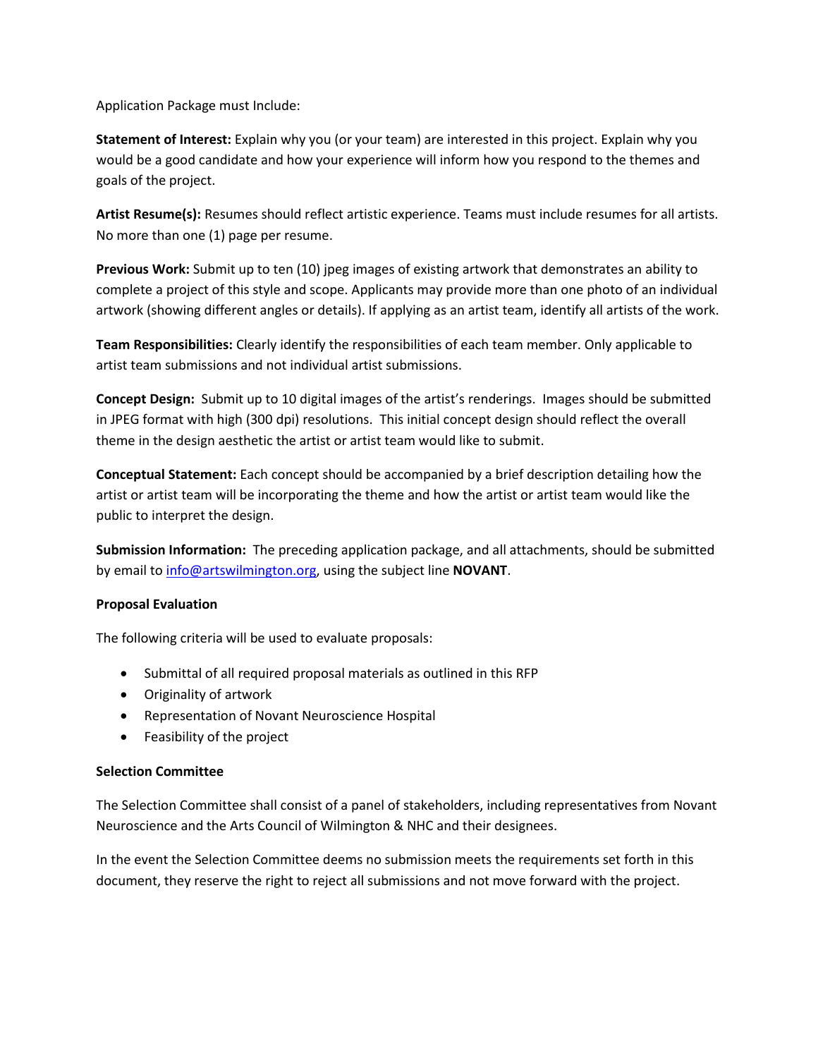Application Package must Include:

**Statement of Interest:** Explain why you (or your team) are interested in this project. Explain why you would be a good candidate and how your experience will inform how you respond to the themes and goals of the project.

**Artist Resume(s):** Resumes should reflect artistic experience. Teams must include resumes for all artists. No more than one (1) page per resume.

**Previous Work:** Submit up to ten (10) jpeg images of existing artwork that demonstrates an ability to complete a project of this style and scope. Applicants may provide more than one photo of an individual artwork (showing different angles or details). If applying as an artist team, identify all artists of the work.

**Team Responsibilities:** Clearly identify the responsibilities of each team member. Only applicable to artist team submissions and not individual artist submissions.

**Concept Design:** Submit up to 10 digital images of the artist's renderings. Images should be submitted in JPEG format with high (300 dpi) resolutions. This initial concept design should reflect the overall theme in the design aesthetic the artist or artist team would like to submit.

**Conceptual Statement:** Each concept should be accompanied by a brief description detailing how the artist or artist team will be incorporating the theme and how the artist or artist team would like the public to interpret the design.

**Submission Information:** The preceding application package, and all attachments, should be submitted by email to info@artswilmington.org, using the subject line **NOVANT**.

**Proposal Evaluation**

The following criteria will be used to evaluate proposals:

- Submittal of all required proposal materials as outlined in this RFP
- Originality of artwork
- Representation of Novant Neuroscience Hospital
- Feasibility of the project

**Selection Committee**

The Selection Committee shall consist of a panel of stakeholders, including representatives from Novant Neuroscience and the Arts Council of Wilmington & NHC and their designees.

In the event the Selection Committee deems no submission meets the requirements set forth in this document, they reserve the right to reject all submissions and not move forward with the project.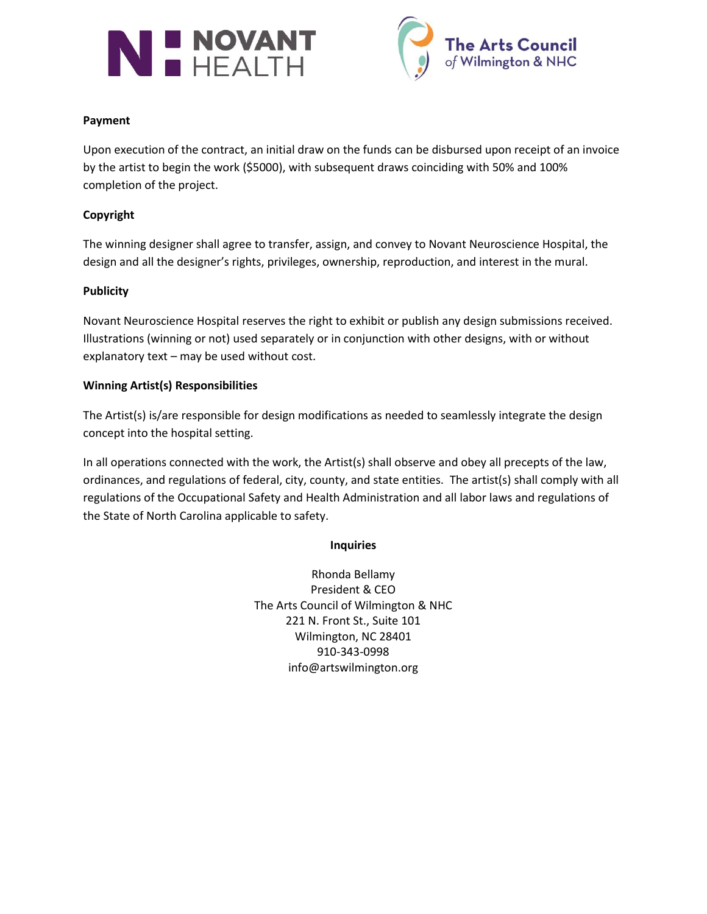**Payment**

Upon execution of the contract, an initial draw on the funds can be disbursed upon receipt of an invoice by the artist to begin the work ($5000), with subsequent draws coinciding with 50% and 100% completion of the project.

**Copyright**

The winning designer shall agree to transfer, assign, and convey to Novant Neuroscience Hospital, the design and all the designer's rights, privileges, ownership, reproduction, and interest in the mural.

**Publicity**

Novant Neuroscience Hospital reserves the right to exhibit or publish any design submissions received. Illustrations (winning or not) used separately or in conjunction with other designs, with or without explanatory text – may be used without cost.

**Winning Artist(s) Responsibilities**

The Artist(s) is/are responsible for design modifications as needed to seamlessly integrate the design concept into the hospital setting.

In all operations connected with the work, the Artist(s) shall observe and obey all precepts of the law, ordinances, and regulations of federal, city, county, and state entities. The artist(s) shall comply with all regulations of the Occupational Safety and Health Administration and all labor laws and regulations of the State of North Carolina applicable to safety.

**Inquiries**

Rhonda Bellamy
President & CEO
The Arts Council of Wilmington & NHC
221 N. Front St., Suite 101
Wilmington, NC 28401
910-343-0998
info@artswilmington.org